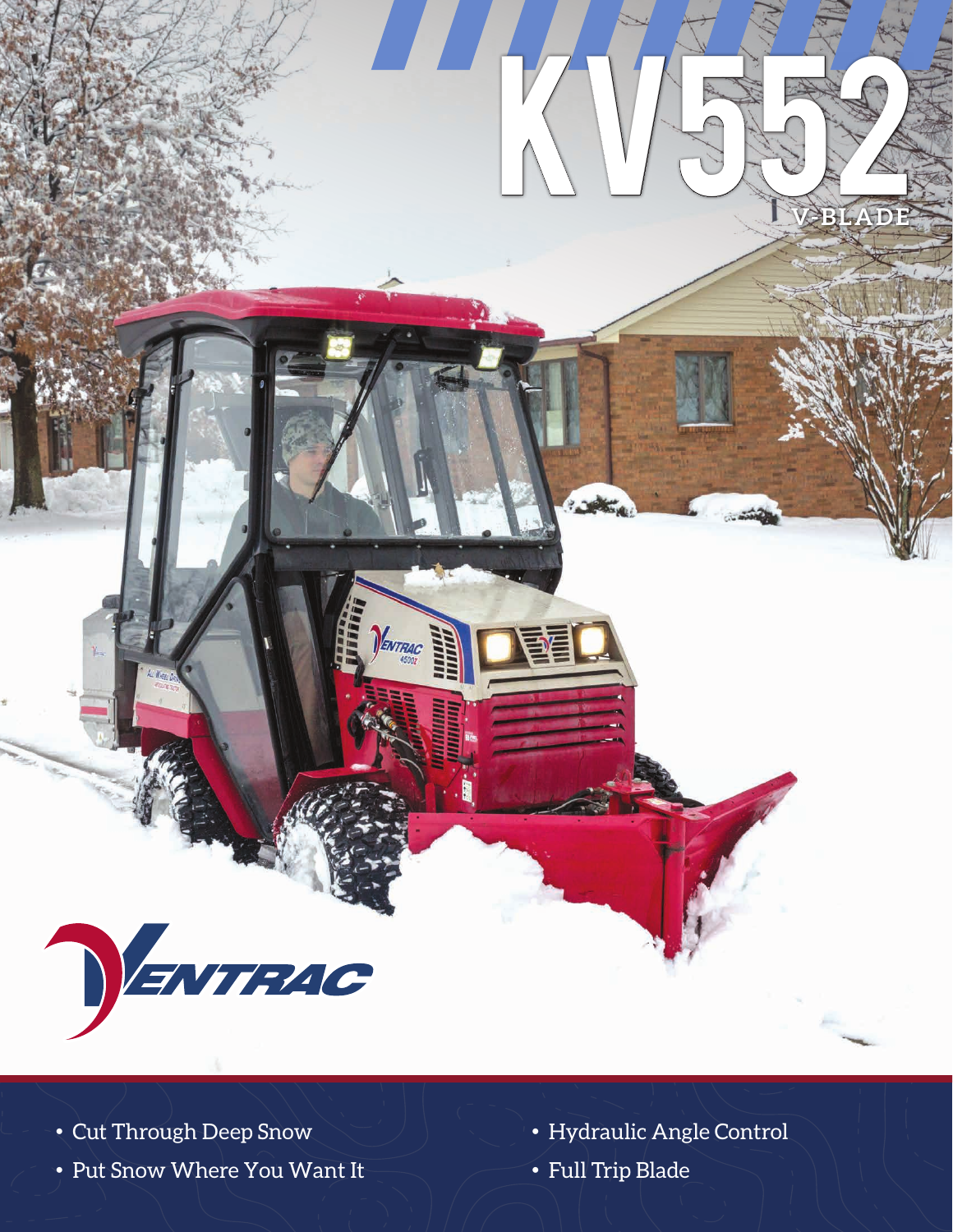# KV552

## V-BLADE

VENTRAC

- Cut Through Deep Snow
- Put Snow Where You Want It
- Hydraulic Angle Control
- Full Trip Blade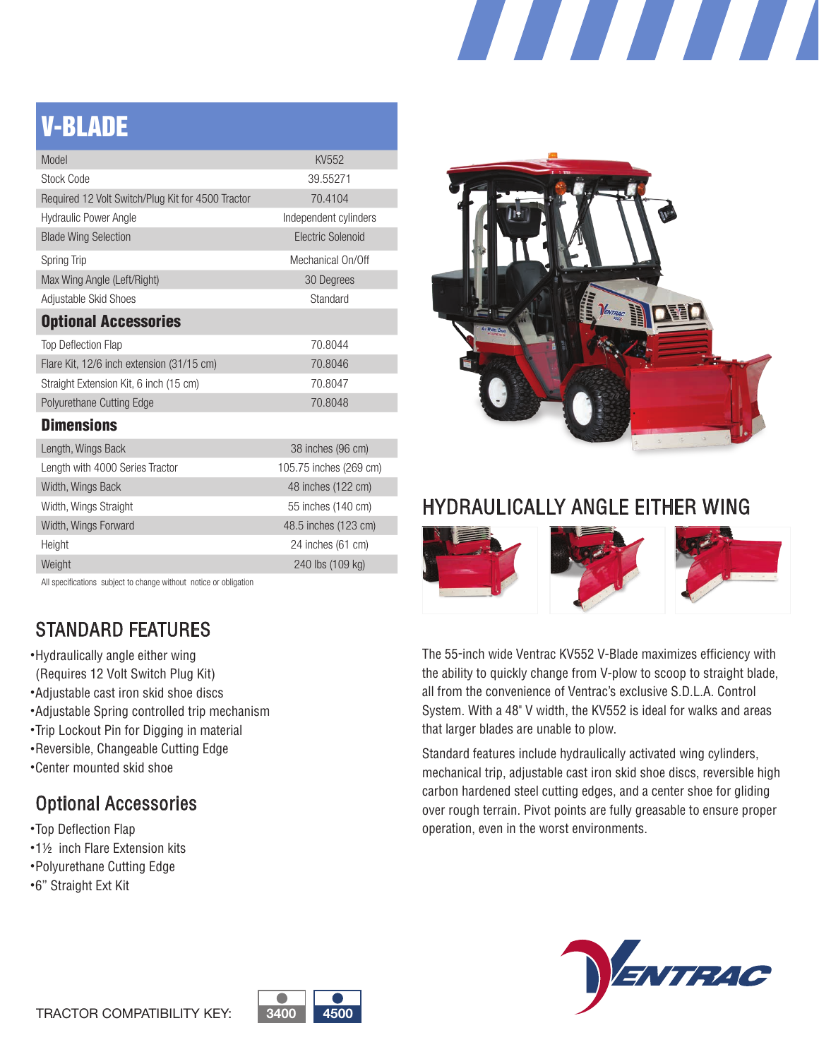# V-BLADE

| | |
|---|---|
| Model | KV552 |
| Stock Code | 39.55271 |
| Required 12 Volt Switch/Plug Kit for 4500 Tractor | 70.4104 |
| Hydraulic Power Angle | Independent cylinders |
| Blade Wing Selection | Electric Solenoid |
| Spring Trip | Mechanical On/Off |
| Max Wing Angle (Left/Right) | 30 Degrees |
| Adjustable Skid Shoes | Standard |
| **Optional Accessories** | |
| Top Deflection Flap | 70.8044 |
| Flare Kit, 12/6 inch extension (31/15 cm) | 70.8046 |
| Straight Extension Kit, 6 inch (15 cm) | 70.8047 |
| Polyurethane Cutting Edge | 70.8048 |
| **Dimensions** | |
| Length, Wings Back | 38 inches (96 cm) |
| Length with 4000 Series Tractor | 105.75 inches (269 cm) |
| Width, Wings Back | 48 inches (122 cm) |
| Width, Wings Straight | 55 inches (140 cm) |
| Width, Wings Forward | 48.5 inches (123 cm) |
| Height | 24 inches (61 cm) |
| Weight | 240 lbs (109 kg) |

All specifications subject to change without notice or obligation

## STANDARD FEATURES

- Hydraulically angle either wing (Requires 12 Volt Switch Plug Kit)
- Adjustable cast iron skid shoe discs
- Adjustable Spring controlled trip mechanism
- Trip Lockout Pin for Digging in material
- Reversible, Changeable Cutting Edge
- Center mounted skid shoe

## Optional Accessories

- Top Deflection Flap
- 1½ inch Flare Extension kits
- Polyurethane Cutting Edge
- 6" Straight Ext Kit

## HYDRAULICALLY ANGLE EITHER WING

The 55-inch wide Ventrac KV552 V-Blade maximizes efficiency with the ability to quickly change from V-plow to scoop to straight blade, all from the convenience of Ventrac's exclusive S.D.L.A. Control System. With a 48" V width, the KV552 is ideal for walks and areas that larger blades are unable to plow.

Standard features include hydraulically activated wing cylinders, mechanical trip, adjustable cast iron skid shoe discs, reversible high carbon hardened steel cutting edges, and a center shoe for gliding over rough terrain. Pivot points are fully greasable to ensure proper operation, even in the worst environments.

TRACTOR COMPATIBILITY KEY: 3400 4500